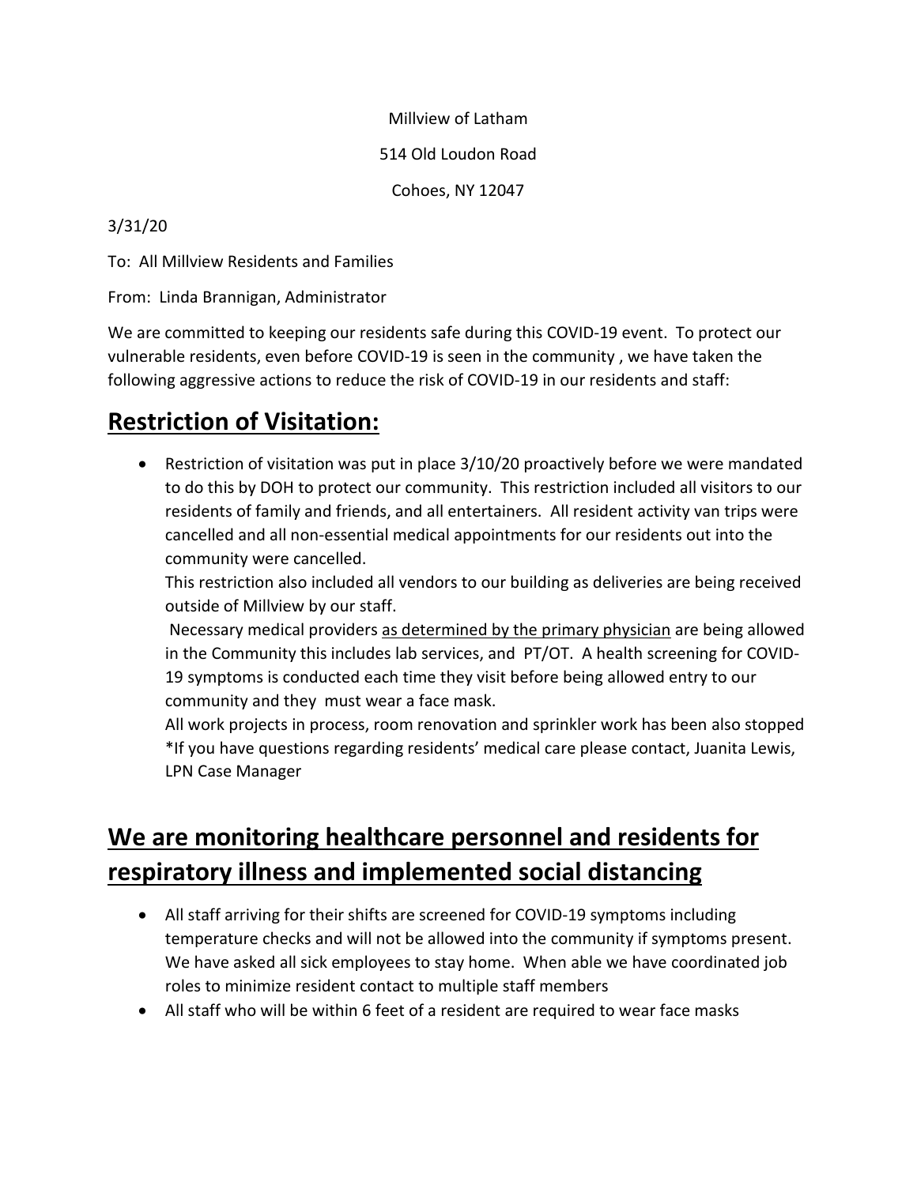Millview of Latham

514 Old Loudon Road

Cohoes, NY 12047

3/31/20

To: All Millview Residents and Families

From: Linda Brannigan, Administrator

We are committed to keeping our residents safe during this COVID-19 event. To protect our vulnerable residents, even before COVID-19 is seen in the community , we have taken the following aggressive actions to reduce the risk of COVID-19 in our residents and staff:

# **Restriction of Visitation:**

- Restriction of visitation was put in place 3/10/20 proactively before we were mandated to do this by DOH to protect our community. This restriction included all visitors to our residents of family and friends, and all entertainers. All resident activity van trips were cancelled and all non-essential medical appointments for our residents out into the community were cancelled.

  This restriction also included all vendors to our building as deliveries are being received outside of Millview by our staff.

  Necessary medical providers <u>as determined by the primary physician</u> are being allowed in the Community this includes lab services, and PT/OT. A health screening for COVID-19 symptoms is conducted each time they visit before being allowed entry to our community and they must wear a face mask.

  All work projects in process, room renovation and sprinkler work has been also stopped
  *If you have questions regarding residents' medical care please contact, Juanita Lewis, LPN Case Manager

# **We are monitoring healthcare personnel and residents for respiratory illness and implemented social distancing**

- All staff arriving for their shifts are screened for COVID-19 symptoms including temperature checks and will not be allowed into the community if symptoms present. We have asked all sick employees to stay home. When able we have coordinated job roles to minimize resident contact to multiple staff members
- All staff who will be within 6 feet of a resident are required to wear face masks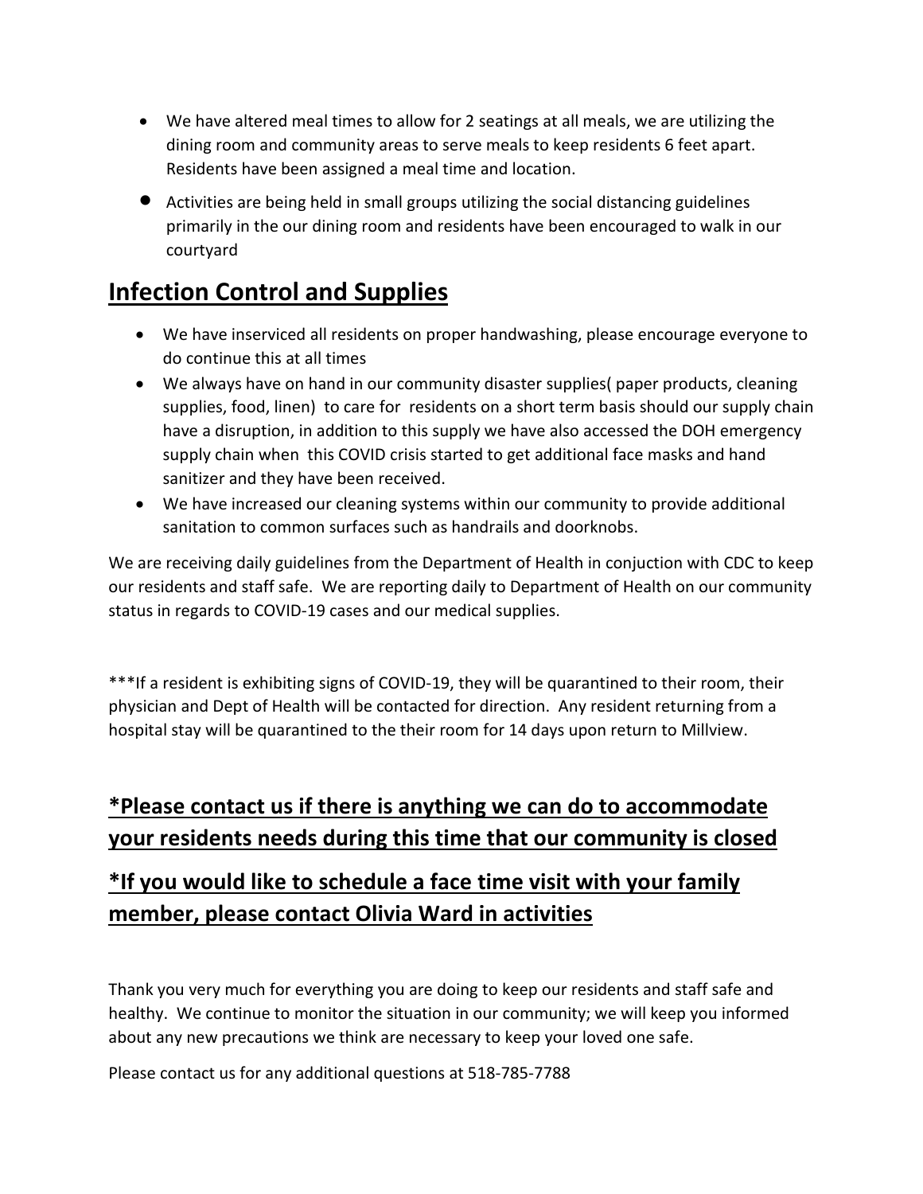- We have altered meal times to allow for 2 seatings at all meals, we are utilizing the dining room and community areas to serve meals to keep residents 6 feet apart. Residents have been assigned a meal time and location.
- Activities are being held in small groups utilizing the social distancing guidelines primarily in the our dining room and residents have been encouraged to walk in our courtyard

## Infection Control and Supplies

- We have inserviced all residents on proper handwashing, please encourage everyone to do continue this at all times
- We always have on hand in our community disaster supplies( paper products, cleaning supplies, food, linen) to care for residents on a short term basis should our supply chain have a disruption, in addition to this supply we have also accessed the DOH emergency supply chain when this COVID crisis started to get additional face masks and hand sanitizer and they have been received.
- We have increased our cleaning systems within our community to provide additional sanitation to common surfaces such as handrails and doorknobs.

We are receiving daily guidelines from the Department of Health in conjuction with CDC to keep our residents and staff safe. We are reporting daily to Department of Health on our community status in regards to COVID-19 cases and our medical supplies.

***If a resident is exhibiting signs of COVID-19, they will be quarantined to their room, their physician and Dept of Health will be contacted for direction. Any resident returning from a hospital stay will be quarantined to the their room for 14 days upon return to Millview.

## *Please contact us if there is anything we can do to accommodate your residents needs during this time that our community is closed

## *If you would like to schedule a face time visit with your family member, please contact Olivia Ward in activities

Thank you very much for everything you are doing to keep our residents and staff safe and healthy. We continue to monitor the situation in our community; we will keep you informed about any new precautions we think are necessary to keep your loved one safe.

Please contact us for any additional questions at 518-785-7788